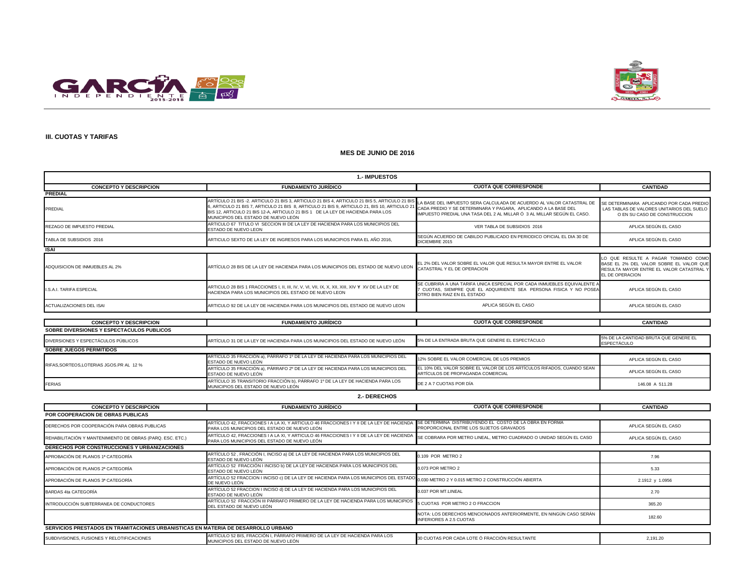## III. CUOTAS Y TARIFAS

### MES DE JUNIO DE 2016

| 1.- IMPUESTOS | | | |
|---|---|---|---|
| **CONCEPTO Y DESCRIPCION** | **FUNDAMENTO JURÍDICO** | **CUOTA QUE CORRESPONDE** | **CANTIDAD** |
| **PREDIAL** | | | |
| PREDIAL | ARTÍCULO 21 BIS -2. ARTICULO 21 BIS 3, ARTICULO 21 BIS 4, ARTICULO 21 BIS 5, ARTICULO 21 BIS 6, ARTICULO 21 BIS 7, ARTICULO 21 BIS 8, ARTICULO 21 BIS 9, ARTICULO 21, BIS 10, ARTICULO 21 BIS 12, ARTICULO 21 BIS 12-A, ARTICULO 21 BIS 1 DE LA LEY DE HACIENDA PARA LOS MUNICIPIOS DEL ESTADO DE NUEVO LEÓN | LA BASE DEL IMPUESTO SERA CALCULADA DE ACUERDO AL VALOR CATASTRAL DE CADA PREDIO Y SE DETERMINARA Y PAGARA, APLICANDO A LA BASE DEL IMPUESTO PREDIAL UNA TASA DEL 2 AL MILLAR Ó 3 AL MILLAR SEGÚN EL CASO. | SE DETERMINARA APLICANDO POR CADA PREDIO LAS TABLAS DE VALORES UNITARIOS DEL SUELO O EN SU CASO DE CONSTRUCCION |
| REZAGO DE IMPUESTO PREDIAL | ARTICULO 67 TITULO VI SECCION III DE LA LEY DE HACIENDA PARA LOS MUNICIPIOS DEL ESTADO DE NUEVO LEON | VER TABLA DE SUBSIDIOS 2016 | APLICA SEGÚN EL CASO |
| TABLA DE SUBSIDIOS 2016 | ARTICULO SEXTO DE LA LEY DE INGRESOS PARA LOS MUNICIPIOS PARA EL AÑO 2016, | SEGÚN ACUERDO DE CABILDO PUBLICADO EN PERIODICO OFICIAL EL DIA 30 DE DICIEMBRE 2015 | APLICA SEGÚN EL CASO |
| **ISAI** | | | |
| ADQUISICION DE INMUEBLES AL 2% | ARTÍCULO 28 BIS DE LA LEY DE HACIENDA PARA LOS MUNICIPIOS DEL ESTADO DE NUEVO LEON | EL 2% DEL VALOR SOBRE EL VALOR QUE RESULTA MAYOR ENTRE EL VALOR CATASTRAL Y EL DE OPERACION | LO QUE RESULTE A PAGAR TOMANDO COMO BASE EL 2% DEL VALOR SOBRE EL VALOR QUE RESULTA MAYOR ENTRE EL VALOR CATASTRAL Y EL DE OPERACION |
| I.S.A.I. TARIFA ESPECIAL | ARTICULO 28 BIS 1 FRACCIONES I, II, III, IV, V, VI, VII, IX, X, XII, XIII, XIV Y XV DE LA LEY DE HACIENDA PARA LOS MUNICIPIOS DEL ESTADO DE NUEVO LEON | SE CUBRIRA A UNA TARIFA UNICA ESPECIAL POR CADA INMUEBLES EQUIVALENTE A 7 CUOTAS, SIEMPRE QUE EL ADQUIRIENTE SEA PERSONA FISICA Y NO POSEA OTRO BIEN RAIZ EN EL ESTADO | APLICA SEGÚN EL CASO |
| ACTUALIZACIONES DEL ISAI | ARTICULO 92 DE LA LEY DE HACIENDA PARA LOS MUNICIPIOS DEL ESTADO DE NUEVO LEON | APLICA SEGÚN EL CASO | APLICA SEGÚN EL CASO |

| **CONCEPTO Y DESCRIPCION** | **FUNDAMENTO JURÍDICO** | **CUOTA QUE CORRESPONDE** | **CANTIDAD** |
|---|---|---|---|
| **SOBRE DIVERSIONES Y ESPECTACULOS PUBLICOS** | | | |
| DIVERSIONES Y ESPECTÁCULOS PÚBLICOS | ARTÍCULO 31 DE LA LEY DE HACIENDA PARA LOS MUNICIPIOS DEL ESTADO DE NUEVO LEÓN | 5% DE LA ENTRADA BRUTA QUE GENERE EL ESPECTÁCULO | 5% DE LA CANTIDAD BRUTA QUE GENERE EL ESPECTÁCULO |
| **SOBRE JUEGOS PERMITIDOS** | | | |
| RIFAS,SORTEOS,LOTERIAS JGOS.PR AL 12 % | ARTÍCULO 35 FRACCIÓN a), PÁRRAFO 1º DE LA LEY DE HACIENDA PARA LOS MUNICIPIOS DEL ESTADO DE NUEVO LEÓN | 12% SOBRE EL VALOR COMERCIAL DE LOS PREMIOS | APLICA SEGÚN EL CASO |
| | ARTÍCULO 35 FRACCIÓN a), PÁRRAFO 2º DE LA LEY DE HACIENDA PARA LOS MUNICIPIOS DEL ESTADO DE NUEVO LEÓN | EL 10% DEL VALOR SOBRE EL VALOR DE LOS ARTÍCULOS RIFADOS, CUANDO SEAN ARTÍCULOS DE PROPAGANDA COMERCIAL | APLICA SEGÚN EL CASO |
| FERIAS | ARTÍCULO 35 TRANSITORIO FRACCIÓN b), PÁRRAFO 1º DE LA LEY DE HACIENDA PARA LOS MUNICIPIOS DEL ESTADO DE NUEVO LEÓN | DE 2 A 7 CUOTAS POR DÍA | 146.08 A 511.28 |

### 2.- DERECHOS

| **CONCEPTO Y DESCRIPCION** | **FUNDAMENTO JURÍDICO** | **CUOTA QUE CORRESPONDE** | **CANTIDAD** |
|---|---|---|---|
| **POR COOPERACION DE OBRAS PUBLICAS** | | | |
| DERECHOS POR COOPERACIÓN PARA OBRAS PUBLICAS | ARTÍCULO 42, FRACCIONES I A LA XI, Y ARTICULO 46 FRACCIONES I Y II DE LA LEY DE HACIENDA PARA LOS MUNICIPIOS DEL ESTADO DE NUEVO LEÓN | SE DETERMINA DISTRIBUYENDO EL COSTO DE LA OBRA EN FORMA PROPORCIONAL ENTRE LOS SUJETOS GRAVADOS | APLICA SEGÚN EL CASO |
| REHABILITACIÓN Y MANTENIMIENTO DE OBRAS (PARQ. ESC. ETC.) | ARTÍCULO 42, FRACCIONES I A LA XI, Y ARTICULO 46 FRACCIONES I Y II DE LA LEY DE HACIENDA PARA LOS MUNICIPIOS DEL ESTADO DE NUEVO LEÓN | SE COBRARA POR METRO LINEAL, METRO CUADRADO O UNIDAD SEGÚN EL CASO | APLICA SEGÚN EL CASO |
| **DERECHOS POR CONSTRUCCIONES Y URBANIZACIONES** | | | |
| APROBACIÓN DE PLANOS 1ª CATEGORÍA | ARTÍCULO 52 , FRACCIÓN I, INCISO a) DE LA LEY DE HACIENDA PARA LOS MUNICIPIOS DEL ESTADO DE NUEVO LEÓN | 0.109 POR METRO 2 | 7.96 |
| APROBACIÓN DE PLANOS 2ª CATEGORÍA | ARTÍCULO 52 FRACCIÓN I INCISO b) DE LA LEY DE HACIENDA PARA LOS MUNICIPIOS DEL ESTADO DE NUEVO LEÓN | 0.073 POR METRO 2 | 5.33 |
| APROBACIÓN DE PLANOS 3ª CATEGORÍA | ARTÍCULO 52 FRACCION I INCISO c) DE LA LEY DE HACIENDA PARA LOS MUNICIPIOS DEL ESTADO DE NUEVO LEÓN | 0.030 METRO 2 Y 0.015 METRO 2 CONSTRUCCIÓN ABIERTA | 2.1912 y 1.0956 |
| BARDAS 4ta CATEGORÍA | ARTÍCULO 52 FRACCION I INCISO d) DE LA LEY DE HACIENDA PARA LOS MUNICIPIOS DEL ESTADO DE NUEVO LEÓN | 0.037 POR MT.LINEAL | 2.70 |
| INTRODUCCIÓN SUBTERRANEA DE CONDUCTORES | ARTÍCULO 52 FRACCIÓN III PÁRRAFO PRIMERO DE LA LEY DE HACIENDA PARA LOS MUNICIPIOS DEL ESTADO DE NUEVO LEÓN | 5 CUOTAS POR METRO 2 O FRACCION | 365.20 |
| | | NOTA: LOS DERECHOS MENCIONADOS ANTERIORMENTE, EN NINGÚN CASO SERÁN INFERIORES A 2.5 CUOTAS | 182.60 |
| **SERVICIOS PRESTADOS EN TRAMITACIONES URBANISTICAS EN MATERIA DE DESARROLLO URBANO** | | | |
| SUBDIVISIONES, FUSIONES Y RELOTIFICACIONES | ARTÍCULO 52 BIS, FRACCIÓN I, PÁRRAFO PRIMERO DE LA LEY DE HACIENDA PARA LOS MUNICIPIOS DEL ESTADO DE NUEVO LEÓN | 30 CUOTAS POR CADA LOTE Ó FRACCIÓN RESULTANTE | 2,191.20 |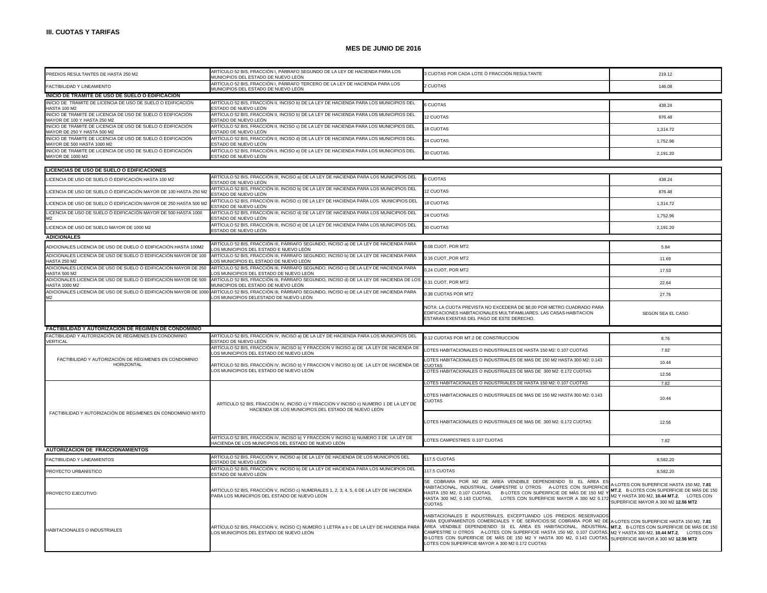**III. CUOTAS Y TARIFAS**

**MES DE JUNIO DE 2016**

| | | | |
|---|---|---|---|
| PREDIOS RESULTANTES DE HASTA 250 M2 | ARTÍCULO 52 BIS, FRACCIÓN I, PÁRRAFO SEGUNDO DE LA LEY DE HACIENDA PARA LOS MUNICIPIOS DEL ESTADO DE NUEVO LEÓN | 3 CUOTAS POR CADA LOTE Ó FRACCIÓN RESULTANTE | 219.12 |
| FACTIBILIDAD Y LINEAMIENTO | ARTÍCULO 52 BIS, FRACCIÓN I, PÁRRAFO TERCERO DE LA LEY DE HACIENDA PARA LOS MUNICIPIOS DEL ESTADO DE NUEVO LEÓN | 2 CUOTAS | 146.08 |
| **INICIO DE TRÁMITE DE USO DE SUELO O EDIFICACIÓN** | | | |
| INICIO DE TRÁMITE DE LICENCIA DE USO DE SUELO O EDIFICACIÓN HASTA 100 M2 | ARTÍCULO 52 BIS, FRACCIÓN II, INCISO b) DE LA LEY DE HACIENDA PARA LOS MUNICIPIOS DEL ESTADO DE NUEVO LEÓN | 6 CUOTAS | 438.24 |
| INICIO DE TRÁMITE DE LICENCIA DE USO DE SUELO Ó EDIFICACIÓN MAYOR DE 100 Y HASTA 250 M2 | ARTÍCULO 52 BIS, FRACCIÓN II, INCISO b) DE LA LEY DE HACIENDA PARA LOS MUNICIPIOS DEL ESTADO DE NUEVO LEÓN | 12 CUOTAS | 876.48 |
| INICIO DE TRÁMITE DE LICENCIA DE USO DE SUELO Ó EDIFICACIÓN MAYOR DE 250 Y HASTA 500 M2 | ARTÍCULO 52 BIS, FRACCIÓN II, INCISO c) DE LA LEY DE HACIENDA PARA LOS MUNICIPIOS DEL ESTADO DE NUEVO LEÓN | 18 CUOTAS | 1,314.72 |
| INICIO DE TRÁMITE DE LICENCIA DE USO DE SUELO Ó EDIFICACIÓN MAYOR DE 500 HASTA 1000 M2 | ARTÍCULO 52 BIS, FRACCIÓN II, INCISO d) DE LA LEY DE HACIENDA PARA LOS MUNICIPIOS DEL ESTADO DE NUEVO LEÓN | 24 CUOTAS | 1,752.96 |
| INICIO DE TRÁMITE DE LICENCIA DE USO DE SUELO Ó EDIFICACIÓN MAYOR DE 1000 M2 | ARTÍCULO 52 BIS, FRACCIÓN II, INCISO e) DE LA LEY DE HACIENDA PARA LOS MUNICIPIOS DEL ESTADO DE NUEVO LEÓN | 30 CUOTAS | 2,191.20 |
| **LICENCIAS DE USO DE SUELO O EDIFICACIONES** | | | |
| LICENCIA DE USO DE SUELO Ó EDIFICACIÓN HASTA 100 M2 | ARTÍCULO 52 BIS, FRACCIÓN III, INCISO a) DE LA LEY DE HACIENDA PARA LOS MUNICIPIOS DEL ESTADO DE NUEVO LEÓN | 6 CUOTAS | 438.24 |
| LICENCIA DE USO DE SUELO Ó EDIFICACIÓN MAYOR DE 100 HASTA 250 M2 | ARTÍCULO 52 BIS, FRACCIÓN III, INCISO b) DE LA LEY DE HACIENDA PARA LOS MUNICIPIOS DEL ESTADO DE NUEVO LEÓN | 12 CUOTAS | 876.48 |
| LICENCIA DE USO DE SUELO Ó EDIFICACIÓN MAYOR DE 250 HASTA 500 M2 | ARTÍCULO 52 BIS, FRACCIÓN III, INCISO c) DE LA LEY DE HACIENDA PARA LOS MUNICIPIOS DEL ESTADO DE NUEVO LEÓN | 18 CUOTAS | 1,314.72 |
| LICENCIA DE USO DE SUELO Ó EDIFICACIÓN MAYOR DE 500 HASTA 1000 M2 | ARTÍCULO 52 BIS, FRACCIÓN III, INCISO d) DE LA LEY DE HACIENDA PARA LOS MUNICIPIOS DEL ESTADO DE NUEVO LEÓN | 24 CUOTAS | 1,752.96 |
| LICENCIA DE USO DE SUELO MAYOR DE 1000 M2 | ARTÍCULO 52 BIS, FRACCIÓN III, INCISO e) DE LA LEY DE HACIENDA PARA LOS MUNICIPIOS DEL ESTADO DE NUEVO LEÓN | 30 CUOTAS | 2,191.20 |
| **ADICIONALES** | | | |
| ADICIONALES LICENCIA DE USO DE DUELO Ó EDIFICACIÓN HASTA 100M2 | ARTÍCULO 52 BIS, FRACCIÓN III, PÁRRAFO SEGUNDO, INCISO a) DE LA LEY DE HACIENDA PARA LOS MUNICIPIOS DEL ESTADO E NUEVO LEÓN | 0.08 CUOT. POR MT2 | 5.84 |
| ADICIONALES LICENCIA DE USO DE SUELO Ó EDIFICACIÓN MAYOR DE 100 HASTA 250 M2 | ARTÍCULO 52 BIS, FRACCIÓN III, PÁRRAFO SEGUNDO, INCISO b) DE LA LEY DE HACIENDA PARA LOS MUNICIPIOS EL ESTADO DE NUEVO LEÓN | 0.16 CUOT.,POR MT2 | 11.69 |
| ADICIONALES LICENCIA DE USO DE SUELO Ó EDIFICACIÓN MAYOR DE 250 HASTA 500 M2 | ARTÍCULO 52 BIS, FRACCIÓN III, PÁRRAFO SEGUNDO, INCISO c) DE LA LEY DE HACIENDA PARA LOS MUNICIPIOS DEL ESTADO DE NUEVO LEÓN | 0.24 CUOT. POR MT2 | 17.53 |
| ADICIONALES LICENCIA DE USO DE SUELO Ó EDIFICACIÓN MAYOR DE 500 HASTA 1000 M2 | ARTÍCULO 52 BIS, FRACCIÓN III, PÁRRAFO SEGUNDO, INCISO d) DE LA LEY DE HACIENDA DE LOS MUNICIPIOS DEL ESTADO DE NUEVO LEÓN | 0.31 CUOT. POR MT2 | 22.64 |
| ADICIONALES LICENCIA DE USO DE SUELO Ó EDIFICACIÓN MAYOR DE 1000 M2 | ARTÍCULO 52 BIS, FRACCIÓN III, PÁRRAFO SEGUNDO, INCISO e) DE LA LEY DE HACIENDA PARA LOS MUNICIPIOS DELESTADO DE NUEVO LEÓN | 0.38 CUOTAS POR MT2 | 27.76 |
| | | NOTA: LA CUOTA PREVISTA NO EXCEDERÁ DE $8.00 POR METRO CUADRADO PARA EDIFICACIONES HABITACIONALES MULTIFAMILIARES. LAS CASAS-HABITACION ESTARAN EXENTAS DEL PAGO DE ESTE DERECHO. | SEGÚN SEA EL CASO |
| **FACTIBILIDAD Y AUTORIZACIÓN DE RÉGIMEN DE CONDOMINIO** | | | |
| FACTIBILIDAD Y AUTORIZACIÓN DE RÉGIMENES EN CONDOMINIO VERTICAL | ARTÍCULO 52 BIS, FRACCIÓN IV, INCISO a) DE LA LEY DE HACIENDA PARA LOS MUNICIPIOS DEL ESTADO DE NUEVO LEÓN | 0.12 CUOTAS POR MT.2 DE CONSTRUCCION | 8.76 |
| FACTIBILIDAD Y AUTORIZACIÓN DE RÉGIMENES EN CONDOMINIO HORIZONTAL | ARTÍCULO 52 BIS, FRACCIÓN IV, INCISO b) Y FRACCION V INCISO a) DE LA LEY DE HACIENDA DE LOS MUNICIPIOS DEL ESTADO DE NUEVO LEÓN | LOTES HABITACIONALES O INDUSTRIALES DE HASTA 150 M2: 0.107 CUOTAS | 7.82 |
| | ARTÍCULO 52 BIS, FRACCIÓN IV, INCISO b) Y FRACCION V INCISO b) DE LA LEY DE HACIENDA DE LOS MUNICIPIOS DEL ESTADO DE NUEVO LEÓN | LOTES HABITACIONALES O INDUSTRIALES DE MAS DE 150 M2 HASTA 300 M2: 0.143 CUOTAS | 10.44 |
| | | LOTES HABITACIONALES O INDUSTRIALES DE MAS DE 300 M2: 0.172 CUOTAS | 12.56 |
| FACTIBILIDAD Y AUTORIZACIÓN DE RÉGIMENES EN CONDOMINIO MIXTO | ARTÍCULO 52 BIS, FRACCIÓN IV, INCISO c) Y FRACCION V INCISO c) NUMERO 1 DE LA LEY DE HACIENDA DE LOS MUNICIPIOS DEL ESTADO DE NUEVO LEÓN | LOTES HABITACIONALES O INDUSTRIALES DE HASTA 150 M2: 0.107 CUOTAS | 7.82 |
| | | LOTES HABITACIONALES O INDUSTRIALES DE MAS DE 150 M2 HASTA 300 M2: 0.143 CUOTAS | 10.44 |
| | | LOTES HABITACIONALES O INDUSTRIALES DE MAS DE 300 M2: 0.172 CUOTAS | 12.56 |
| | ARTÍCULO 52 BIS, FRACCIÓN IV, INCISO b) Y FRACCION V INCISO b) NUMERO 3 DE LA LEY DE HACIENDA DE LOS MUNICIPIOS DEL ESTADO DE NUEVO LEÓN | LOTES CAMPESTRES: 0.107 CUOTAS | 7.82 |
| **AUTORIZACION DE FRACCIONAMIENTOS** | | | |
| FACTIBILIDAD Y LINEAMIENTOS | ARTÍCULO 52 BIS, FRACCIÓN V, INCISO a) DE LA LEY DE HACIENDA DE LOS MUNICIPIOS DEL ESTADO DE NUEVO LEÓN | 117.5 CUOTAS | 8,582.20 |
| PROYECTO URBANÍSTICO | ARTÍCULO 52 BIS, FRACCIÓN V, INCISO b) DE LA LEY DE HACIENDA PARA LOS MUNICIPIOS DEL ESTADO DE NUEVO LEÓN | 117.5 CUOTAS | 8,582.20 |
| PROYECTO EJECUTIVO | ARTÍCULO 52 BIS, FRACCIÓN V, INCISO c) NUMERALES 1, 2, 3, 4, 5, 6 DE LA LEY DE HACIENDA PARA LOS MUNICIPIOS DEL ESTADO DE NUEVO LEÓN | SE COBRARA POR M2 DE ÁREA VENDIBLE DEPENDIENDO SI EL ÁREA ES HABITACIONAL, INDUSTRIAL, CAMPESTRE U OTROS A-LOTES CON SUPERFICIE HASTA 150 M2, 0.107 CUOTAS, B-LOTES CON SUPERFICIE DE MÁS DE 150 M2 Y HASTA 300 M2, 0.143 CUOTAS, LOTES CON SUPERFICIE MAYOR A 300 M2 0.172 CUOTAS | A-LOTES CON SUPERFICIE HASTA 150 M2, **7.81 MT.2**, B-LOTES CON SUPERFICIE DE MÁS DE 150 M2 Y HASTA 300 M2, **10.44 MT.2**, LOTES CON SUPERFICIE MAYOR A 300 M2 **12.56 MT2** |
| HABITACIONALES O INDUSTRIALES | ARTÍCULO 52 BIS, FRACCION V, INCISO C) NUMERO 1 LETRA a b c DE LA LEY DE HACIENDA PARA LOS MUNICIPIOS DEL ESTADO DE NUEVO LEÓN | HABITACIONALES E INDUSTRIALES, EXCEPTUANDO LOS PREDIOS RESERVADOS PARA EQUIPAMIENTOS COMERCIALES Y DE SERVICIOS:SE COBRARA POR M2 DE ÁREA VENDIBLE DEPENDIENDO SI EL ÁREA ES HABITACIONAL, INDUSTRIAL, CAMPESTRE U OTROS A-LOTES CON SUPERFICIE HASTA 150 M2, 0.107 CUOTAS, B-LOTES CON SUPERFICIE DE MÁS DE 150 M2 Y HASTA 300 M2, 0.143 CUOTAS, LOTES CON SUPERFICIE MAYOR A 300 M2 0.172 CUOTAS | A-LOTES CON SUPERFICIE HASTA 150 M2, **7.81 MT.2**, B-LOTES CON SUPERFICIE DE MÁS DE 150 M2 Y HASTA 300 M2, **10.44 MT.2**, LOTES CON SUPERFICIE MAYOR A 300 M2 **12.56 MT2** |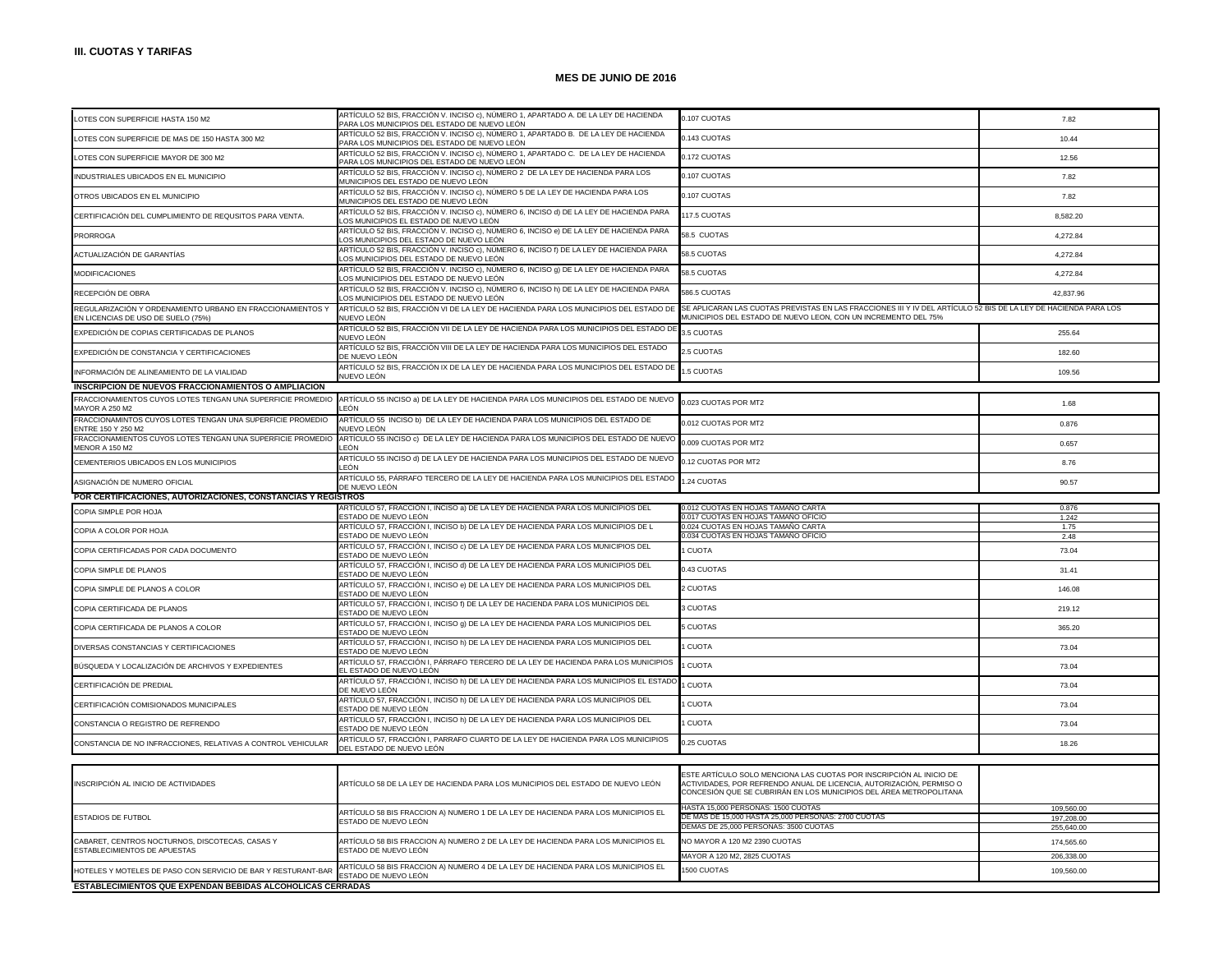**III. CUOTAS Y TARIFAS**

**MES DE JUNIO DE 2016**

| | | | |
|---|---|---|---|
| LOTES CON SUPERFICIE HASTA 150 M2 | ARTÍCULO 52 BIS, FRACCIÓN V. INCISO c), NÚMERO 1, APARTADO A. DE LA LEY DE HACIENDA PARA LOS MUNICIPIOS DEL ESTADO DE NUEVO LEÓN | 0.107 CUOTAS | 7.82 |
| LOTES CON SUPERFICIE DE MAS DE 150 HASTA 300 M2 | ARTÍCULO 52 BIS, FRACCIÓN V. INCISO c), NÚMERO 1, APARTADO B. DE LA LEY DE HACIENDA PARA LOS MUNICIPIOS DEL ESTADO DE NUEVO LEÓN | 0.143 CUOTAS | 10.44 |
| LOTES CON SUPERFICIE MAYOR DE 300 M2 | ARTÍCULO 52 BIS, FRACCIÓN V. INCISO c), NÚMERO 1, APARTADO C. DE LA LEY DE HACIENDA PARA LOS MUNICIPIOS DEL ESTADO DE NUEVO LEÓN | 0.172 CUOTAS | 12.56 |
| INDUSTRIALES UBICADOS EN EL MUNICIPIO | ARTÍCULO 52 BIS, FRACCIÓN V. INCISO c), NÚMERO 2 DE LA LEY DE HACIENDA PARA LOS MUNICIPIOS DEL ESTADO DE NUEVO LEÓN | 0.107 CUOTAS | 7.82 |
| OTROS UBICADOS EN EL MUNICIPIO | ARTÍCULO 52 BIS, FRACCIÓN V. INCISO c), NÚMERO 5 DE LA LEY DE HACIENDA PARA LOS MUNICIPIOS DEL ESTADO DE NUEVO LEÓN | 0.107 CUOTAS | 7.82 |
| CERTIFICACIÓN DEL CUMPLIMIENTO DE REQUSITOS PARA VENTA. | ARTÍCULO 52 BIS, FRACCIÓN V. INCISO c), NÚMERO 6, INCISO d) DE LA LEY DE HACIENDA PARA LOS MUNICIPIOS EL ESTADO DE NUEVO LEÓN | 117.5 CUOTAS | 8,582.20 |
| PRORROGA | ARTÍCULO 52 BIS, FRACCIÓN V. INCISO c), NÚMERO 6, INCISO e) DE LA LEY DE HACIENDA PARA LOS MUNICIPIOS DEL ESTADO DE NUEVO LEÓN | 58.5 CUOTAS | 4,272.84 |
| ACTUALIZACIÓN DE GARANTÍAS | ARTÍCULO 52 BIS, FRACCIÓN V. INCISO c), NÚMERO 6, INCISO f) DE LA LEY DE HACIENDA PARA LOS MUNICIPIOS DEL ESTADO DE NUEVO LEÓN | 58.5 CUOTAS | 4,272.84 |
| MODIFICACIONES | ARTÍCULO 52 BIS, FRACCIÓN V. INCISO c), NÚMERO 6, INCISO g) DE LA LEY DE HACIENDA PARA LOS MUNICIPIOS DEL ESTADO DE NUEVO LEÓN | 58.5 CUOTAS | 4,272.84 |
| RECEPCIÓN DE OBRA | ARTÍCULO 52 BIS, FRACCIÓN V. INCISO c), NÚMERO 6, INCISO h) DE LA LEY DE HACIENDA PARA LOS MUNICIPIOS DEL ESTADO DE NUEVO LEÓN | 586.5 CUOTAS | 42,837.96 |
| REGULARIZACIÓN Y ORDENAMIENTO URBANO EN FRACCIONAMIENTOS Y EN LICENCIAS DE USO DE SUELO (75%) | ARTÍCULO 52 BIS, FRACCIÓN VI DE LA LEY DE HACIENDA PARA LOS MUNICIPIOS DEL ESTADO DE NUEVO LEÓN | SE APLICARAN LAS CUOTAS PREVISTAS EN LAS FRACCIONES III Y IV DEL ARTÍCULO 52 BIS DE LA LEY DE HACIENDA PARA LOS MUNICIPIOS DEL ESTADO DE NUEVO LEON, CON UN INCREMENTO DEL 75% | |
| EXPEDICIÓN DE COPIAS CERTIFICADAS DE PLANOS | ARTÍCULO 52 BIS, FRACCIÓN VII DE LA LEY DE HACIENDA PARA LOS MUNICIPIOS DEL ESTADO DE NUEVO LEÓN | 3.5 CUOTAS | 255.64 |
| EXPEDICIÓN DE CONSTANCIA Y CERTIFICACIONES | ARTÍCULO 52 BIS, FRACCIÓN VIII DE LA LEY DE HACIENDA PARA LOS MUNICIPIOS DEL ESTADO DE NUEVO LEÓN | 2.5 CUOTAS | 182.60 |
| INFORMACIÓN DE ALINEAMIENTO DE LA VIALIDAD | ARTÍCULO 52 BIS, FRACCIÓN IX DE LA LEY DE HACIENDA PARA LOS MUNICIPIOS DEL ESTADO DE NUEVO LEÓN | 1.5 CUOTAS | 109.56 |
| **INSCRIPCION DE NUEVOS FRACCIONAMIENTOS O AMPLIACION** | | | |
| FRACCIONAMIENTOS CUYOS LOTES TENGAN UNA SUPERFICIE PROMEDIO MAYOR A 250 M2 | ARTÍCULO 55 INCISO a) DE LA LEY DE HACIENDA PARA LOS MUNICIPIOS DEL ESTADO DE NUEVO LEÓN | 0.023 CUOTAS POR MT2 | 1.68 |
| FRACCIONAMINTOS CUYOS LOTES TENGAN UNA SUPERFICIE PROMEDIO ENTRE 150 Y 250 M2 | ARTÍCULO 55 INCISO b) DE LA LEY DE HACIENDA PARA LOS MUNICIPIOS DEL ESTADO DE NUEVO LEÓN | 0.012 CUOTAS POR MT2 | 0.876 |
| FRACCIONAMIENTOS CUYOS LOTES TENGAN UNA SUPERFICIE PROMEDIO MENOR A 150 M2 | ARTÍCULO 55 INCISO c) DE LA LEY DE HACIENDA PARA LOS MUNICIPIOS DEL ESTADO DE NUEVO LEÓN | 0.009 CUOTAS POR MT2 | 0.657 |
| CEMENTERIOS UBICADOS EN LOS MUNICIPIOS | ARTÍCULO 55 INCISO d) DE LA LEY DE HACIENDA PARA LOS MUNICIPIOS DEL ESTADO DE NUEVO LEÓN | 0.12 CUOTAS POR MT2 | 8.76 |
| ASIGNACIÓN DE NUMERO OFICIAL | ARTÍCULO 55, PÁRRAFO TERCERO DE LA LEY DE HACIENDA PARA LOS MUNICIPIOS DEL ESTADO DE NUEVO LEÓN | 1.24 CUOTAS | 90.57 |
| **POR CERTIFICACIONES, AUTORIZACIONES, CONSTANCIAS Y REGISTROS** | | | |
| COPIA SIMPLE POR HOJA | ARTÍCULO 57, FRACCION I, INCISO a) DE LA LEY DE HACIENDA PARA LOS MUNICIPIOS DEL ESTADO DE NUEVO LEÓN | 0.012 CUOTAS EN HOJAS TAMAÑO CARTA | 0.876 |
| | | 0.017 CUOTAS EN HOJAS TAMAÑO OFICIO | 1.242 |
| COPIA A COLOR POR HOJA | ARTÍCULO 57, FRACCIÓN I, INCISO b) DE LA LEY DE HACIENDA PARA LOS MUNICIPIOS DE L ESTADO DE NUEVO LEÓN | 0.024 CUOTAS EN HOJAS TAMAÑO CARTA | 1.75 |
| | | 0.034 CUOTAS EN HOJAS TAMAÑO OFICIO | 2.48 |
| COPIA CERTIFICADAS POR CADA DOCUMENTO | ARTÍCULO 57, FRACCIÓN I, INCISO c) DE LA LEY DE HACIENDA PARA LOS MUNICIPIOS DEL ESTADO DE NUEVO LEÓN | 1 CUOTA | 73.04 |
| COPIA SIMPLE DE PLANOS | ARTÍCULO 57, FRACCIÓN I, INCISO d) DE LA LEY DE HACIENDA PARA LOS MUNICIPIOS DEL ESTADO DE NUEVO LEÓN | 0.43 CUOTAS | 31.41 |
| COPIA SIMPLE DE PLANOS A COLOR | ARTÍCULO 57, FRACCIÓN I, INCISO e) DE LA LEY DE HACIENDA PARA LOS MUNICIPIOS DEL ESTADO DE NUEVO LEÓN | 2 CUOTAS | 146.08 |
| COPIA CERTIFICADA DE PLANOS | ARTÍCULO 57, FRACCIÓN I, INCISO f) DE LA LEY DE HACIENDA PARA LOS MUNICIPIOS DEL ESTADO DE NUEVO LEÓN | 3 CUOTAS | 219.12 |
| COPIA CERTIFICADA DE PLANOS A COLOR | ARTÍCULO 57, FRACCIÓN I, INCISO g) DE LA LEY DE HACIENDA PARA LOS MUNICIPIOS DEL ESTADO DE NUEVO LEÓN | 5 CUOTAS | 365.20 |
| DIVERSAS CONSTANCIAS Y CERTIFICACIONES | ARTÍCULO 57, FRACCIÓN I, INCISO h) DE LA LEY DE HACIENDA PARA LOS MUNICIPIOS DEL ESTADO DE NUEVO LEÓN | 1 CUOTA | 73.04 |
| BÚSQUEDA Y LOCALIZACIÓN DE ARCHIVOS Y EXPEDIENTES | ARTÍCULO 57, FRACCIÓN I, PÁRRAFO TERCERO DE LA LEY DE HACIENDA PARA LOS MUNICIPIOS EL ESTADO DE NUEVO LEÓN | 1 CUOTA | 73.04 |
| CERTIFICACIÓN DE PREDIAL | ARTÍCULO 57, FRACCIÓN I, INCISO h) DE LA LEY DE HACIENDA PARA LOS MUNICIPIOS EL ESTADO DE NUEVO LEÓN | 1 CUOTA | 73.04 |
| CERTIFICACIÓN COMISIONADOS MUNICIPALES | ARTÍCULO 57, FRACCIÓN I, INCISO h) DE LA LEY DE HACIENDA PARA LOS MUNICIPIOS DEL ESTADO DE NUEVO LEÓN | 1 CUOTA | 73.04 |
| CONSTANCIA O REGISTRO DE REFRENDO | ARTÍCULO 57, FRACCIÓN I, INCISO h) DE LA LEY DE HACIENDA PARA LOS MUNICIPIOS DEL ESTADO DE NUEVO LEÓN | 1 CUOTA | 73.04 |
| CONSTANCIA DE NO INFRACCIONES, RELATIVAS A CONTROL VEHICULAR | ARTÍCULO 57, FRACCIÓN I, PARRAFO CUARTO DE LA LEY DE HACIENDA PARA LOS MUNICIPIOS DEL ESTADO DE NUEVO LEÓN | 0.25 CUOTAS | 18.26 |
| INSCRIPCIÓN AL INICIO DE ACTIVIDADES | ARTÍCULO 58 DE LA LEY DE HACIENDA PARA LOS MUNICIPIOS DEL ESTADO DE NUEVO LEÓN | ESTE ARTÍCULO SOLO MENCIONA LAS CUOTAS POR INSCRIPCIÓN AL INICIO DE ACTIVIDADES, POR REFRENDO ANUAL DE LICENCIA, AUTORIZACIÓN, PERMISO O CONCESIÓN QUE SE CUBRIRÁN EN LOS MUNICIPIOS DEL ÁREA METROPOLITANA | |
| ESTADIOS DE FUTBOL | ARTÍCULO 58 BIS FRACCION A) NUMERO 1 DE LA LEY DE HACIENDA PARA LOS MUNICIPIOS EL ESTADO DE NUEVO LEÓN | HASTA 15,000 PERSONAS: 1500 CUOTAS | 109,560.00 |
| | | DE MAS DE 15,000 HASTA 25,000 PERSONAS: 2700 CUOTAS | 197,208.00 |
| | | DEMAS DE 25,000 PERSONAS: 3500 CUOTAS | 255,640.00 |
| CABARET, CENTROS NOCTURNOS, DISCOTECAS, CASAS Y ESTABLECIMIENTOS DE APUESTAS | ARTÍCULO 58 BIS FRACCION A) NUMERO 2 DE LA LEY DE HACIENDA PARA LOS MUNICIPIOS EL ESTADO DE NUEVO LEÓN | NO MAYOR A 120 M2 2390 CUOTAS | 174,565.60 |
| | | MAYOR A 120 M2, 2825 CUOTAS | 206,338.00 |
| HOTELES Y MOTELES DE PASO CON SERVICIO DE BAR Y RESTURANT-BAR | ARTÍCULO 58 BIS FRACCION A) NUMERO 4 DE LA LEY DE HACIENDA PARA LOS MUNICIPIOS EL ESTADO DE NUEVO LEÓN | 1500 CUOTAS | 109,560.00 |
| **ESTABLECIMIENTOS QUE EXPENDAN BEBIDAS ALCOHOLICAS CERRADAS** | | | |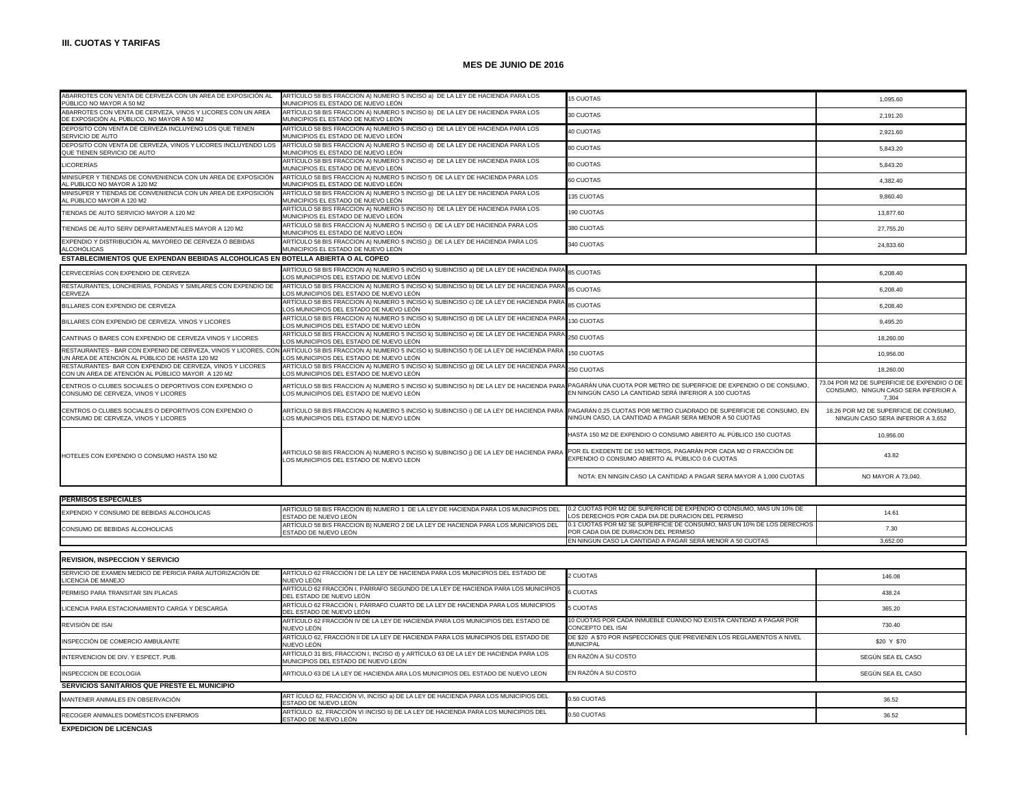## III. CUOTAS Y TARIFAS

### MES DE JUNIO DE 2016

| | | | |
|---|---|---|---|
| ABARROTES CON VENTA DE CERVEZA CON UN AREA DE EXPOSICIÓN AL PÚBLICO NO MAYOR A 50 M2 | ARTÍCULO 58 BIS FRACCION A) NUMERO 5 INCISO a) DE LA LEY DE HACIENDA PARA LOS MUNICIPIOS EL ESTADO DE NUEVO LEÓN | 15 CUOTAS | 1,095.60 |
| ABARROTES CON VENTA DE CERVEZA, VINOS Y LICORES CON UN AREA DE EXPOSICIÓN AL PÚBLICO, NO MAYOR A 50 M2 | ARTÍCULO 58 BIS FRACCION A) NUMERO 5 INCISO b) DE LA LEY DE HACIENDA PARA LOS MUNICIPIOS EL ESTADO DE NUEVO LEÓN | 30 CUOTAS | 2,191.20 |
| DEPOSITO CON VENTA DE CERVEZA INCLUYENO LOS QUE TIENEN SERVICIO DE AUTO | ARTÍCULO 58 BIS FRACCION A) NUMERO 5 INCISO c) DE LA LEY DE HACIENDA PARA LOS MUNICIPIOS EL ESTADO DE NUEVO LEÓN | 40 CUOTAS | 2,921.60 |
| DEPOSITO CON VENTA DE CERVEZA, VINOS Y LICORES INCLUYENDO LOS QUE TIENEN SERVICIO DE AUTO | ARTÍCULO 58 BIS FRACCION A) NUMERO 5 INCISO d) DE LA LEY DE HACIENDA PARA LOS MUNICIPIOS EL ESTADO DE NUEVO LEÓN | 80 CUOTAS | 5,843.20 |
| LICORERÍAS | ARTÍCULO 58 BIS FRACCION A) NUMERO 5 INCISO e) DE LA LEY DE HACIENDA PARA LOS MUNICIPIOS EL ESTADO DE NUEVO LEÓN | 80 CUOTAS | 5,843.20 |
| MINISÚPER Y TIENDAS DE CONVENIENCIA CON UN AREA DE EXPOSICIÓN AL PUBLICO NO MAYOR A 120 M2 | ARTÍCULO 58 BIS FRACCION A) NUMERO 5 INCISO f) DE LA LEY DE HACIENDA PARA LOS MUNICIPIOS EL ESTADO DE NUEVO LEÓN | 60 CUOTAS | 4,382.40 |
| MINISÚPER Y TIENDAS DE CONVENIENCIA CON UN AREA DE EXPOSICIÓN AL PÚBLICO MAYOR A 120 M2 | ARTÍCULO 58 BIS FRACCION A) NUMERO 5 INCISO g) DE LA LEY DE HACIENDA PARA LOS MUNICIPIOS EL ESTADO DE NUEVO LEÓN | 135 CUOTAS | 9,860.40 |
| TIENDAS DE AUTO SERVICIO MAYOR A 120 M2 | ARTÍCULO 58 BIS FRACCION A) NUMERO 5 INCISO h) DE LA LEY DE HACIENDA PARA LOS MUNICIPIOS EL ESTADO DE NUEVO LEÓN | 190 CUOTAS | 13,877.60 |
| TIENDAS DE AUTO SERV DEPARTAMENTALES MAYOR A 120 M2 | ARTÍCULO 58 BIS FRACCION A) NUMERO 5 INCISO i) DE LA LEY DE HACIENDA PARA LOS MUNICIPIOS EL ESTADO DE NUEVO LEÓN | 380 CUOTAS | 27,755.20 |
| EXPENDIO Y DISTRIBUCIÓN AL MAYOREO DE CERVEZA Ó BEBIDAS ALCOHÓLICAS | ARTÍCULO 58 BIS FRACCION A) NUMERO 5 INCISO j) DE LA LEY DE HACIENDA PARA LOS MUNICIPIOS EL ESTADO DE NUEVO LEÓN | 340 CUOTAS | 24,833.60 |
| **ESTABLECIMIENTOS QUE EXPENDAN BEBIDAS ALCOHOLICAS EN BOTELLA ABIERTA O AL COPEO** | | | |
| CERVECERÍAS CON EXPENDIO DE CERVEZA | ARTÍCULO 58 BIS FRACCION A) NUMERO 5 INCISO k) SUBINCISO a) DE LA LEY DE HACIENDA PARA LOS MUNICIPIOS DEL ESTADO DE NUEVO LEÓN | 85 CUOTAS | 6,208.40 |
| RESTAURANTES, LONCHERÍAS, FONDAS Y SIMILARES CON EXPENDIO DE CERVEZA | ARTÍCULO 58 BIS FRACCION A) NUMERO 5 INCISO k) SUBINCISO b) DE LA LEY DE HACIENDA PARA LOS MUNICIPIOS DEL ESTADO DE NUEVO LEÓN | 85 CUOTAS | 6,208.40 |
| BILLARES CON EXPENDIO DE CERVEZA | ARTÍCULO 58 BIS FRACCION A) NUMERO 5 INCISO k) SUBINCISO c) DE LA LEY DE HACIENDA PARA LOS MUNICIPIOS DEL ESTADO DE NUEVO LEÓN | 85 CUOTAS | 6,208.40 |
| BILLARES CON EXPENDIO DE CERVEZA. VINOS Y LICORES | ARTÍCULO 58 BIS FRACCION A) NUMERO 5 INCISO k) SUBINCISO d) DE LA LEY DE HACIENDA PARA LOS MUNICIPIOS DEL ESTADO DE NUEVO LEÓN | 130 CUOTAS | 9,495.20 |
| CANTINAS O BARES CON EXPENDIO DE CERVEZA VINOS Y LICORES | ARTÍCULO 58 BIS FRACCION A) NUMERO 5 INCISO k) SUBINCISO e) DE LA LEY DE HACIENDA PARA LOS MUNICIPIOS DEL ESTADO DE NUEVO LEÓN | 250 CUOTAS | 18,260.00 |
| RESTAURANTES - BAR CON EXPENIO DE CERVEZA, VINOS Y LICORES, CON UN ÁREA DE ATENCIÓN AL PÚBLICO DE HASTA 120 M2 | ARTÍCULO 58 BIS FRACCION A) NUMERO 5 INCISO k) SUBINCISO f) DE LA LEY DE HACIENDA PARA LOS MUNICIPIOS DEL ESTADO DE NUEVO LEÓN | 150 CUOTAS | 10,956.00 |
| RESTAURANTES- BAR CON EXPENDIO DE CERVEZA, VINOS Y LICORES CON UN AREA DE ATENCIÓN AL PÚBLICO MAYOR A 120 M2 | ARTÍCULO 58 BIS FRACCION A) NUMERO 5 INCISO k) SUBINCISO g) DE LA LEY DE HACIENDA PARA LOS MUNICIPIOS DEL ESTADO DE NUEVO LEÓN | 250 CUOTAS | 18,260.00 |
| CENTROS O CLUBES SOCIALES O DEPORTIVOS CON EXPENDIO O CONSUMO DE CERVEZA, VINOS Y LICORES | ARTÍCULO 58 BIS FRACCION A) NUMERO 5 INCISO k) SUBINCISO h) DE LA LEY DE HACIENDA PARA LOS MUNICIPIOS DEL ESTADO DE NUEVO LEÓN | PAGARÁN UNA CUOTA POR METRO DE SUPERFICIE DE EXPENDIO O DE CONSUMO, EN NINGÚN CASO LA CANTIDAD SERÁ INFERIOR A 100 CUOTAS | 73.04 POR M2 DE SUPERFICIE DE EXPENDIO O DE CONSUMO, NINGUN CASO SERA INFERIOR A 7,304 |
| CENTROS O CLUBES SOCIALES O DEPORTIVOS CON EXPENDIO O CONSUMO DE CERVEZA, VINOS Y LICORES | ARTÍCULO 58 BIS FRACCION A) NUMERO 5 INCISO k) SUBINCISO i) DE LA LEY DE HACIENDA PARA LOS MUNICIPIOS DEL ESTADO DE NUEVO LEÓN | PAGARÁN 0.25 CUOTAS POR METRO CUADRADO DE SUPERFICIE DE CONSUMO, EN NINGUN CASO, LA CANTIDAD A PAGAR SERA MENOR A 50 CUOTAS | 18.26 POR M2 DE SUPERFICIE DE CONSUMO, NINGUN CASO SERA INFERIOR A 3,652 |
| HOTELES CON EXPENDIO O CONSUMO HASTA 150 M2 | ARTICULO 58 BIS FRACCION A) NUMERO 5 INCISO k) SUBINCISO j) DE LA LEY DE HACIENDA PARA LOS MUNICIPIOS DEL ESTADO DE NUEVO LEON | HASTA 150 M2 DE EXPENDIO O CONSUMO ABIERTO AL PÚBLICO 150 CUOTAS | 10,956.00 |
| | | POR EL EXEDENTE DE 150 METROS, PAGARÁN POR CADA M2 O FRACCIÓN DE EXPENDIO O CONSUMO ABIERTO AL PÚBLICO 0.6 CUOTAS | 43.82 |
| | | NOTA: EN NINGIN CASO LA CANTIDAD A PAGAR SERA MAYOR A 1,000 CUOTAS | NO MAYOR A 73,040. |
| **PERMISOS ESPECIALES** | | | |
| EXPENDIO Y CONSUMO DE BEBIDAS ALCOHOLICAS | ARTÍCULO 58 BIS FRACCION B) NUMERO 1 DE LA LEY DE HACIENDA PARA LOS MUNICIPIOS DEL ESTADO DE NUEVO LEÓN | 0.2 CUOTAS POR M2 DE SUPERFICIE DE EXPENDIO O CONSUMO, MAS UN 10% DE LOS DERECHOS POR CADA DIA DE DURACION DEL PERMISO | 14.61 |
| CONSUMO DE BEBIDAS ALCOHOLICAS | ARTÍCULO 58 BIS FRACCION B) NUMERO 2 DE LA LEY DE HACIENDA PARA LOS MUNICIPIOS DEL ESTADO DE NUEVO LEÓN | 0.1 CUOTAS POR M2 SE SUPERFICIE DE CONSUMO, MAS UN 10% DE LOS DERECHOS POR CADA DIA DE DURACION DEL PERMISO | 7.30 |
| | | EN NINGUN CASO LA CANTIDAD A PAGAR SERÁ MENOR A 50 CUOTAS | 3,652.00 |
| **REVISION, INSPECCION Y SERVICIO** | | | |
| SERVICIO DE EXAMEN MEDICO DE PERICIA PARA AUTORIZACIÓN DE LICENCIA DE MANEJO | ARTÍCULO 62 FRACCIÓN I DE LA LEY DE HACIENDA PARA LOS MUNICIPIOS DEL ESTADO DE NUEVO LEÓN | 2 CUOTAS | 146.08 |
| PERMISO PARA TRANSITAR SIN PLACAS | ARTÍCULO 62 FRACCIÓN I, PÁRRAFO SEGUNDO DE LA LEY DE HACIENDA PARA LOS MUNICIPIOS DEL ESTADO DE NUEVO LEÓN | 6 CUOTAS | 438.24 |
| LICENCIA PARA ESTACIONAMIENTO CARGA Y DESCARGA | ARTÍCULO 62 FRACCIÓN I, PÁRRAFO CUARTO DE LA LEY DE HACIENDA PARA LOS MUNICIPIOS DEL ESTADO DE NUEVO LEÓN | 5 CUOTAS | 365.20 |
| REVISIÓN DE ISAI | ARTÍCULO 62 FRACCIÓN IV DE LA LEY DE HACIENDA PARA LOS MUNICIPIOS DEL ESTADO DE NUEVO LEÓN | 10 CUOTAS POR CADA INMUEBLE CUANDO NO EXISTA CANTIDAD A PAGAR POR CONCEPTO DEL ISAI | 730.40 |
| INSPECCIÓN DE COMERCIO AMBULANTE | ARTÍCULO 62, FRACCIÓN II DE LA LEY DE HACIENDA PARA LOS MUNICIPIOS DEL ESTADO DE NUEVO LEÓN | DE $20 A $70 POR INSPECCIONES QUE PREVIENEN LOS REGLAMENTOS A NIVEL MUNICIPAL | $20 Y $70 |
| INTERVENCION DE DIV. Y ESPECT. PUB. | ARTÍCULO 31 BIS, FRACCION I, INCISO d) y ARTÍCULO 63 DE LA LEY DE HACIENDA PARA LOS MUNICIPIOS DEL ESTADO DE NUEVO LEÓN | EN RAZÓN A SU COSTO | SEGÚN SEA EL CASO |
| INSPECCION DE ECOLOGIA | ARTICULO 63 DE LA LEY DE HACIENDA ARA LOS MUNICIPIOS DEL ESTADO DE NUEVO LEON | EN RAZÓN A SU COSTO | SEGÚN SEA EL CASO |
| **SERVICIOS SANITARIOS QUE PRESTE EL MUNICIPIO** | | | |
| MANTENER ANIMALES EN OBSERVACIÓN | ART ÍCULO 62, FRACCIÓN VI, INCISO a) DE LA LEY DE HACIENDA PARA LOS MUNICIPIOS DEL ESTADO DE NUEVO LEÓN | 0.50 CUOTAS | 36.52 |
| RECOGER ANIMALES DOMÉSTICOS ENFERMOS | ARTÍCULO 62, FRACCIÓN VI INCISO b) DE LA LEY DE HACIENDA PARA LOS MUNICIPIOS DEL ESTADO DE NUEVO LEÓN | 0.50 CUOTAS | 36.52 |
| **EXPEDICION DE LICENCIAS** | | | |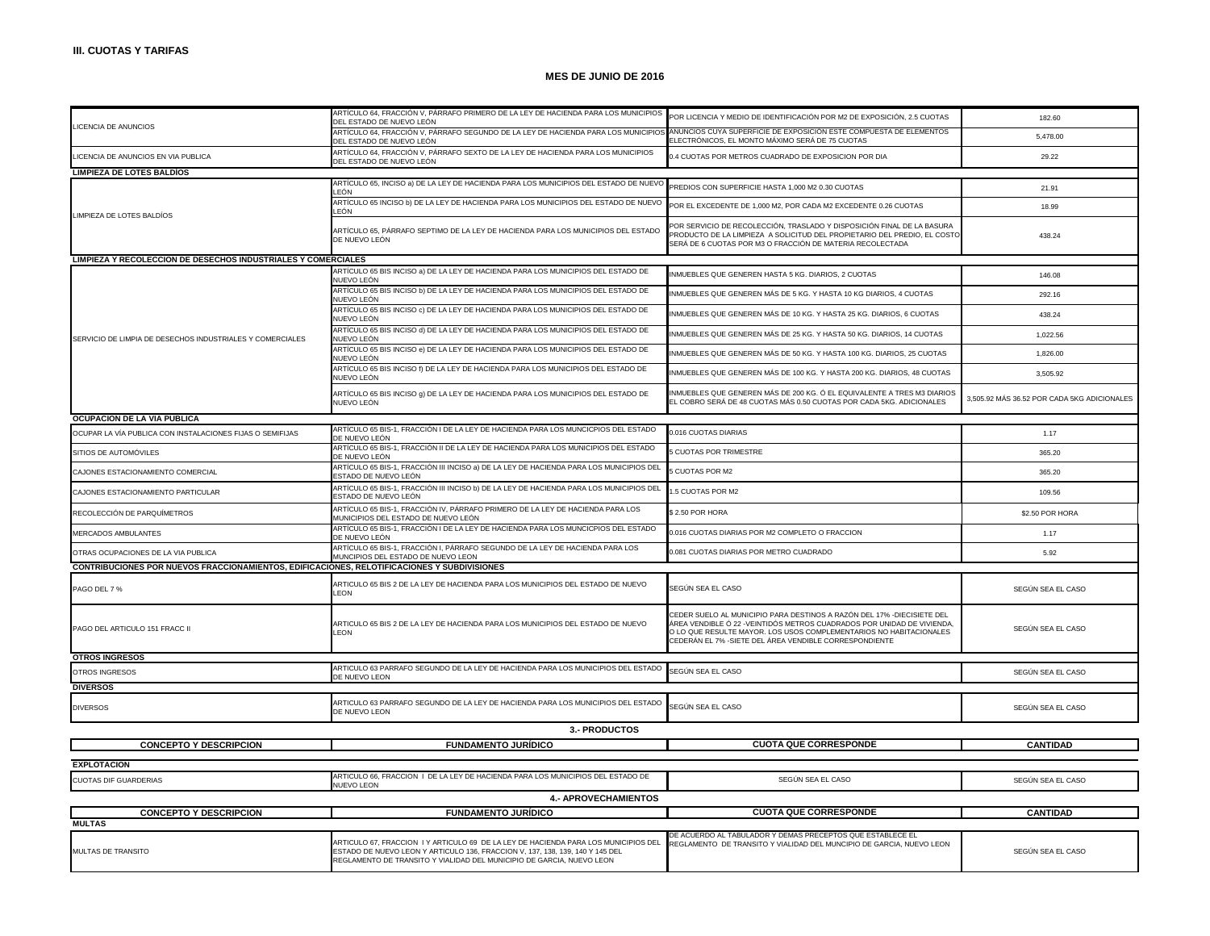**III. CUOTAS Y TARIFAS**

**MES DE JUNIO DE 2016**

| | | | |
|---|---|---|---|
| LICENCIA DE ANUNCIOS | ARTÍCULO 64, FRACCIÓN V, PÁRRAFO PRIMERO DE LA LEY DE HACIENDA PARA LOS MUNICIPIOS DEL ESTADO DE NUEVO LEÓN | POR LICENCIA Y MEDIO DE IDENTIFICACIÓN POR M2 DE EXPOSICIÓN, 2.5 CUOTAS | 182.60 |
| | ARTÍCULO 64, FRACCIÓN V, PÁRRAFO SEGUNDO DE LA LEY DE HACIENDA PARA LOS MUNICIPIOS DEL ESTADO DE NUEVO LEÓN | ANUNCIOS CUYA SUPERFICIE DE EXPOSICIÓN ESTE COMPUESTA DE ELEMENTOS ELECTRÓNICOS, EL MONTO MÁXIMO SERÁ DE 75 CUOTAS | 5,478.00 |
| LICENCIA DE ANUNCIOS EN VIA PUBLICA | ARTÍCULO 64, FRACCIÓN V, PÁRRAFO SEXTO DE LA LEY DE HACIENDA PARA LOS MUNICIPIOS DEL ESTADO DE NUEVO LEÓN | 0.4 CUOTAS POR METROS CUADRADO DE EXPOSICION POR DIA | 29.22 |
| **LIMPIEZA DE LOTES BALDÍOS** | | | |
| LIMPIEZA DE LOTES BALDÍOS | ARTÍCULO 65, INCISO a) DE LA LEY DE HACIENDA PARA LOS MUNICIPIOS DEL ESTADO DE NUEVO LEÓN | PREDIOS CON SUPERFICIE HASTA 1,000 M2 0.30 CUOTAS | 21.91 |
| | ARTÍCULO 65 INCISO b) DE LA LEY DE HACIENDA PARA LOS MUNICIPIOS DEL ESTADO DE NUEVO LEÓN | POR EL EXCEDENTE DE 1,000 M2, POR CADA M2 EXCEDENTE 0.26 CUOTAS | 18.99 |
| | ARTÍCULO 65, PÁRRAFO SEPTIMO DE LA LEY DE HACIENDA PARA LOS MUNICIPIOS DEL ESTADO DE NUEVO LEÓN | POR SERVICIO DE RECOLECCIÓN, TRASLADO Y DISPOSICIÓN FINAL DE LA BASURA PRODUCTO DE LA LIMPIEZA A SOLICITUD DEL PROPIETARIO DEL PREDIO, EL COSTO SERÁ DE 6 CUOTAS POR M3 O FRACCIÓN DE MATERIA RECOLECTADA | 438.24 |
| **LIMPIEZA Y RECOLECCION DE DESECHOS INDUSTRIALES Y COMERCIALES** | | | |
| SERVICIO DE LIMPIA DE DESECHOS INDUSTRIALES Y COMERCIALES | ARTÍCULO 65 BIS INCISO a) DE LA LEY DE HACIENDA PARA LOS MUNICIPIOS DEL ESTADO DE NUEVO LEÓN | INMUEBLES QUE GENEREN HASTA 5 KG. DIARIOS, 2 CUOTAS | 146.08 |
| | ARTÍCULO 65 BIS INCISO b) DE LA LEY DE HACIENDA PARA LOS MUNICIPIOS DEL ESTADO DE NUEVO LEÓN | INMUEBLES QUE GENEREN MÁS DE 5 KG. Y HASTA 10 KG DIARIOS, 4 CUOTAS | 292.16 |
| | ARTÍCULO 65 BIS INCISO c) DE LA LEY DE HACIENDA PARA LOS MUNICIPIOS DEL ESTADO DE NUEVO LEÓN | INMUEBLES QUE GENEREN MÁS DE 10 KG. Y HASTA 25 KG. DIARIOS, 6 CUOTAS | 438.24 |
| | ARTÍCULO 65 BIS INCISO d) DE LA LEY DE HACIENDA PARA LOS MUNICIPIOS DEL ESTADO DE NUEVO LEÓN | INMUEBLES QUE GENEREN MÁS DE 25 KG. Y HASTA 50 KG. DIARIOS, 14 CUOTAS | 1,022.56 |
| | ARTÍCULO 65 BIS INCISO e) DE LA LEY DE HACIENDA PARA LOS MUNICIPIOS DEL ESTADO DE NUEVO LEÓN | INMUEBLES QUE GENEREN MÁS DE 50 KG. Y HASTA 100 KG. DIARIOS, 25 CUOTAS | 1,826.00 |
| | ARTÍCULO 65 BIS INCISO f) DE LA LEY DE HACIENDA PARA LOS MUNICIPIOS DEL ESTADO DE NUEVO LEÓN | INMUEBLES QUE GENEREN MÁS DE 100 KG. Y HASTA 200 KG. DIARIOS, 48 CUOTAS | 3,505.92 |
| | ARTÍCULO 65 BIS INCISO g) DE LA LEY DE HACIENDA PARA LOS MUNICIPIOS DEL ESTADO DE NUEVO LEÓN | INMUEBLES QUE GENEREN MÁS DE 200 KG. Ó EL EQUIVALENTE A TRES M3 DIARIOS EL COBRO SERÁ DE 48 CUOTAS MÁS 0.50 CUOTAS POR CADA 5KG. ADICIONALES | 3,505.92 MÁS 36.52 POR CADA 5KG ADICIONALES |
| **OCUPACION DE LA VIA PUBLICA** | | | |
| OCUPAR LA VÍA PUBLICA CON INSTALACIONES FIJAS O SEMIFIJAS | ARTÍCULO 65 BIS-1, FRACCIÓN I DE LA LEY DE HACIENDA PARA LOS MUNCICPIOS DEL ESTADO DE NUEVO LEÓN | 0.016 CUOTAS DIARIAS | 1.17 |
| SITIOS DE AUTOMÓVILES | ARTÍCULO 65 BIS-1, FRACCIÓN II DE LA LEY DE HACIENDA PARA LOS MUNICIPIOS DEL ESTADO DE NUEVO LEÓN | 5 CUOTAS POR TRIMESTRE | 365.20 |
| CAJONES ESTACIONAMIENTO COMERCIAL | ARTÍCULO 65 BIS-1, FRACCIÓN III INCISO a) DE LA LEY DE HACIENDA PARA LOS MUNICIPIOS DEL ESTADO DE NUEVO LEÓN | 5 CUOTAS POR M2 | 365.20 |
| CAJONES ESTACIONAMIENTO PARTICULAR | ARTÍCULO 65 BIS-1, FRACCIÓN III INCISO b) DE LA LEY DE HACIENDA PARA LOS MUNICIPIOS DEL ESTADO DE NUEVO LEÓN | 1.5 CUOTAS POR M2 | 109.56 |
| RECOLECCIÓN DE PARQUÍMETROS | ARTÍCULO 65 BIS-1, FRACCIÓN IV, PÁRRAFO PRIMERO DE LA LEY DE HACIENDA PARA LOS MUNICIPIOS DEL ESTADO DE NUEVO LEÓN | $ 2.50 POR HORA | $2.50 POR HORA |
| MERCADOS AMBULANTES | ARTÍCULO 65 BIS-1, FRACCIÓN I DE LA LEY DE HACIENDA PARA LOS MUNCICPIOS DEL ESTADO DE NUEVO LEÓN | 0.016 CUOTAS DIARIAS POR M2 COMPLETO O FRACCION | 1.17 |
| OTRAS OCUPACIONES DE LA VIA PUBLICA | ARTÍCULO 65 BIS-1, FRACCIÓN I, PÁRRAFO SEGUNDO DE LA LEY DE HACIENDA PARA LOS MUNCIPIOS DEL ESTADO DE NUEVO LEON | 0.081 CUOTAS DIARIAS POR METRO CUADRADO | 5.92 |
| **CONTRIBUCIONES POR NUEVOS FRACCIONAMIENTOS, EDIFICACIONES, RELOTIFICACIONES Y SUBDIVISIONES** | | | |
| PAGO DEL 7 % | ARTICULO 65 BIS 2 DE LA LEY DE HACIENDA PARA LOS MUNICIPIOS DEL ESTADO DE NUEVO LEON | SEGÚN SEA EL CASO | SEGÚN SEA EL CASO |
| PAGO DEL ARTICULO 151 FRACC II | ARTICULO 65 BIS 2 DE LA LEY DE HACIENDA PARA LOS MUNICIPIOS DEL ESTADO DE NUEVO LEON | CEDER SUELO AL MUNICIPIO PARA DESTINOS A RAZÓN DEL 17% -DIECISIETE DEL ÁREA VENDIBLE Ó 22 -VEINTIDÓS METROS CUADRADOS POR UNIDAD DE VIVIENDA, O LO QUE RESULTE MAYOR. LOS USOS COMPLEMENTARIOS NO HABITACIONALES CEDERÁN EL 7% -SIETE DEL ÁREA VENDIBLE CORRESPONDIENTE | SEGÚN SEA EL CASO |
| **OTROS INGRESOS** | | | |
| OTROS INGRESOS | ARTICULO 63 PARRAFO SEGUNDO DE LA LEY DE HACIENDA PARA LOS MUNICIPIOS DEL ESTADO DE NUEVO LEON | SEGÚN SEA EL CASO | SEGÚN SEA EL CASO |
| **DIVERSOS** | | | |
| DIVERSOS | ARTICULO 63 PARRAFO SEGUNDO DE LA LEY DE HACIENDA PARA LOS MUNICIPIOS DEL ESTADO DE NUEVO LEON | SEGÚN SEA EL CASO | SEGÚN SEA EL CASO |

**3.- PRODUCTOS**

| CONCEPTO Y DESCRIPCION | FUNDAMENTO JURÍDICO | CUOTA QUE CORRESPONDE | CANTIDAD |
|---|---|---|---|
| **EXPLOTACION** | | | |
| CUOTAS DIF GUARDERIAS | ARTICULO 66, FRACCION I DE LA LEY DE HACIENDA PARA LOS MUNICIPIOS DEL ESTADO DE NUEVO LEON | SEGÚN SEA EL CASO | SEGÚN SEA EL CASO |

**4.- APROVECHAMIENTOS**

| CONCEPTO Y DESCRIPCION | FUNDAMENTO JURÍDICO | CUOTA QUE CORRESPONDE | CANTIDAD |
|---|---|---|---|
| **MULTAS** | | | |
| MULTAS DE TRANSITO | ARTICULO 67, FRACCION I Y ARTICULO 69 DE LA LEY DE HACIENDA PARA LOS MUNICIPIOS DEL ESTADO DE NUEVO LEON Y ARTICULO 136, FRACCION V, 137, 138, 139, 140 Y 145 DEL REGLAMENTO DE TRANSITO Y VIALIDAD DEL MUNICIPIO DE GARCIA, NUEVO LEON | DE ACUERDO AL TABULADOR Y DEMAS PRECEPTOS QUE ESTABLECE EL REGLAMENTO DE TRANSITO Y VIALIDAD DEL MUNCIPIO DE GARCIA, NUEVO LEON | SEGÚN SEA EL CASO |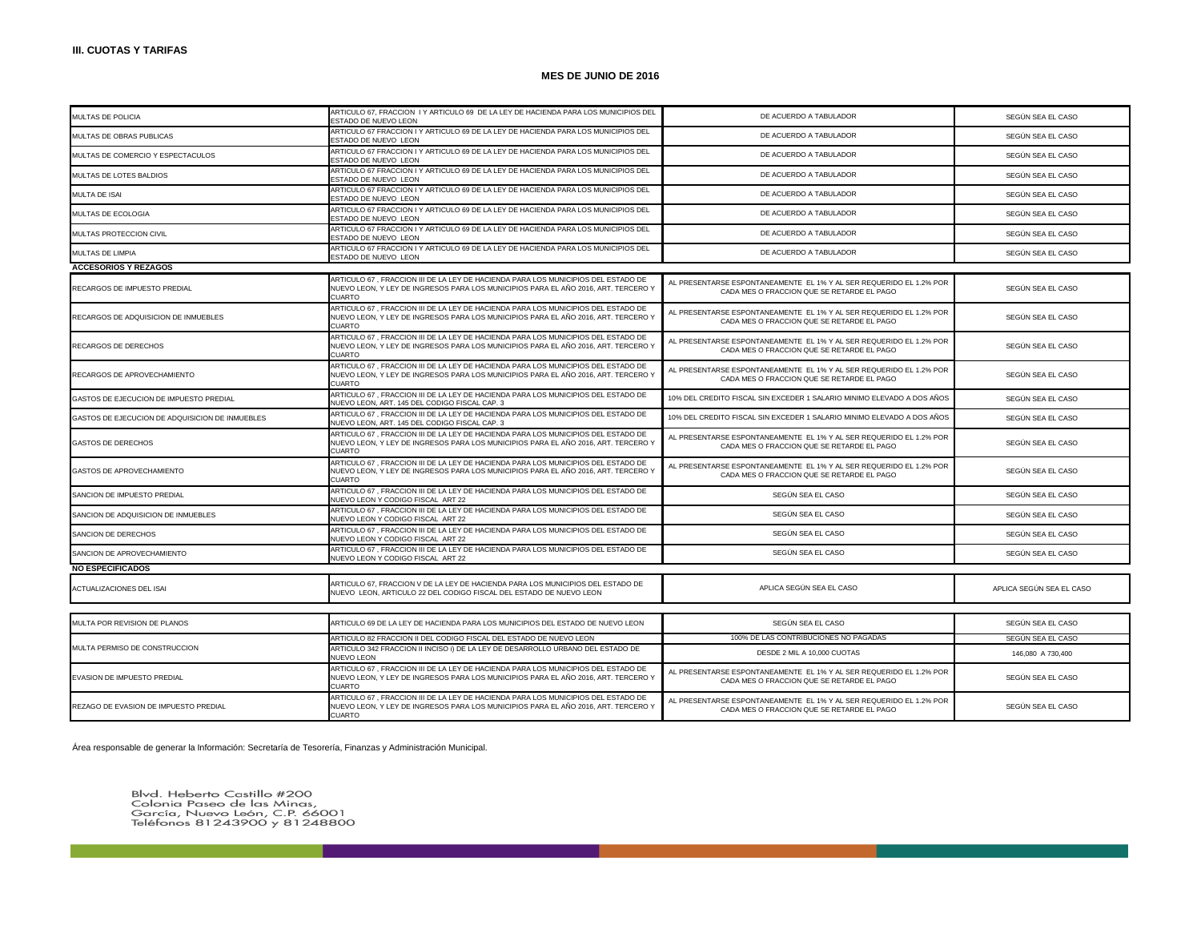### III. CUOTAS Y TARIFAS

**MES DE JUNIO DE 2016**

| | | | |
|---|---|---|---|
| MULTAS DE POLICIA | ARTICULO 67, FRACCION I Y ARTICULO 69 DE LA LEY DE HACIENDA PARA LOS MUNICIPIOS DEL ESTADO DE NUEVO LEON | DE ACUERDO A TABULADOR | SEGÚN SEA EL CASO |
| MULTAS DE OBRAS PUBLICAS | ARTICULO 67 FRACCION I Y ARTICULO 69 DE LA LEY DE HACIENDA PARA LOS MUNICIPIOS DEL ESTADO DE NUEVO LEON | DE ACUERDO A TABULADOR | SEGÚN SEA EL CASO |
| MULTAS DE COMERCIO Y ESPECTACULOS | ARTICULO 67 FRACCION I Y ARTICULO 69 DE LA LEY DE HACIENDA PARA LOS MUNICIPIOS DEL ESTADO DE NUEVO LEON | DE ACUERDO A TABULADOR | SEGÚN SEA EL CASO |
| MULTAS DE LOTES BALDIOS | ARTICULO 67 FRACCION I Y ARTICULO 69 DE LA LEY DE HACIENDA PARA LOS MUNICIPIOS DEL ESTADO DE NUEVO LEON | DE ACUERDO A TABULADOR | SEGÚN SEA EL CASO |
| MULTA DE ISAI | ARTICULO 67 FRACCION I Y ARTICULO 69 DE LA LEY DE HACIENDA PARA LOS MUNICIPIOS DEL ESTADO DE NUEVO LEON | DE ACUERDO A TABULADOR | SEGÚN SEA EL CASO |
| MULTAS DE ECOLOGIA | ARTICULO 67 FRACCION I Y ARTICULO 69 DE LA LEY DE HACIENDA PARA LOS MUNICIPIOS DEL ESTADO DE NUEVO LEON | DE ACUERDO A TABULADOR | SEGÚN SEA EL CASO |
| MULTAS PROTECCION CIVIL | ARTICULO 67 FRACCION I Y ARTICULO 69 DE LA LEY DE HACIENDA PARA LOS MUNICIPIOS DEL ESTADO DE NUEVO LEON | DE ACUERDO A TABULADOR | SEGÚN SEA EL CASO |
| MULTAS DE LIMPIA | ARTICULO 67 FRACCION I Y ARTICULO 69 DE LA LEY DE HACIENDA PARA LOS MUNICIPIOS DEL ESTADO DE NUEVO LEON | DE ACUERDO A TABULADOR | SEGÚN SEA EL CASO |
| **ACCESORIOS Y REZAGOS** | | | |
| RECARGOS DE IMPUESTO PREDIAL | ARTICULO 67 , FRACCION III DE LA LEY DE HACIENDA PARA LOS MUNICIPIOS DEL ESTADO DE NUEVO LEON, Y LEY DE INGRESOS PARA LOS MUNICIPIOS PARA EL AÑO 2016, ART. TERCERO Y CUARTO | AL PRESENTARSE ESPONTANEAMENTE EL 1% Y AL SER REQUERIDO EL 1.2% POR CADA MES O FRACCION QUE SE RETARDE EL PAGO | SEGÚN SEA EL CASO |
| RECARGOS DE ADQUISICION DE INMUEBLES | ARTICULO 67 , FRACCION III DE LA LEY DE HACIENDA PARA LOS MUNICIPIOS DEL ESTADO DE NUEVO LEON, Y LEY DE INGRESOS PARA LOS MUNICIPIOS PARA EL AÑO 2016, ART. TERCERO Y CUARTO | AL PRESENTARSE ESPONTANEAMENTE EL 1% Y AL SER REQUERIDO EL 1.2% POR CADA MES O FRACCION QUE SE RETARDE EL PAGO | SEGÚN SEA EL CASO |
| RECARGOS DE DERECHOS | ARTICULO 67 , FRACCION III DE LA LEY DE HACIENDA PARA LOS MUNICIPIOS DEL ESTADO DE NUEVO LEON, Y LEY DE INGRESOS PARA LOS MUNICIPIOS PARA EL AÑO 2016, ART. TERCERO Y CUARTO | AL PRESENTARSE ESPONTANEAMENTE EL 1% Y AL SER REQUERIDO EL 1.2% POR CADA MES O FRACCION QUE SE RETARDE EL PAGO | SEGÚN SEA EL CASO |
| RECARGOS DE APROVECHAMIENTO | ARTICULO 67 , FRACCION III DE LA LEY DE HACIENDA PARA LOS MUNICIPIOS DEL ESTADO DE NUEVO LEON, Y LEY DE INGRESOS PARA LOS MUNICIPIOS PARA EL AÑO 2016, ART. TERCERO Y CUARTO | AL PRESENTARSE ESPONTANEAMENTE EL 1% Y AL SER REQUERIDO EL 1.2% POR CADA MES O FRACCION QUE SE RETARDE EL PAGO | SEGÚN SEA EL CASO |
| GASTOS DE EJECUCION DE IMPUESTO PREDIAL | ARTICULO 67 , FRACCION III DE LA LEY DE HACIENDA PARA LOS MUNICIPIOS DEL ESTADO DE NUEVO LEON, ART. 145 DEL CODIGO FISCAL CAP. 3 | 10% DEL CREDITO FISCAL SIN EXCEDER 1 SALARIO MINIMO ELEVADO A DOS AÑOS | SEGÚN SEA EL CASO |
| GASTOS DE EJECUCION DE ADQUISICION DE INMUEBLES | ARTICULO 67 , FRACCION III DE LA LEY DE HACIENDA PARA LOS MUNICIPIOS DEL ESTADO DE NUEVO LEON, ART. 145 DEL CODIGO FISCAL CAP. 3 | 10% DEL CREDITO FISCAL SIN EXCEDER 1 SALARIO MINIMO ELEVADO A DOS AÑOS | SEGÚN SEA EL CASO |
| GASTOS DE DERECHOS | ARTICULO 67 , FRACCION III DE LA LEY DE HACIENDA PARA LOS MUNICIPIOS DEL ESTADO DE NUEVO LEON, Y LEY DE INGRESOS PARA LOS MUNICIPIOS PARA EL AÑO 2016, ART. TERCERO Y CUARTO | AL PRESENTARSE ESPONTANEAMENTE EL 1% Y AL SER REQUERIDO EL 1.2% POR CADA MES O FRACCION QUE SE RETARDE EL PAGO | SEGÚN SEA EL CASO |
| GASTOS DE APROVECHAMIENTO | ARTICULO 67 , FRACCION III DE LA LEY DE HACIENDA PARA LOS MUNICIPIOS DEL ESTADO DE NUEVO LEON, Y LEY DE INGRESOS PARA LOS MUNICIPIOS PARA EL AÑO 2016, ART. TERCERO Y CUARTO | AL PRESENTARSE ESPONTANEAMENTE EL 1% Y AL SER REQUERIDO EL 1.2% POR CADA MES O FRACCION QUE SE RETARDE EL PAGO | SEGÚN SEA EL CASO |
| SANCION DE IMPUESTO PREDIAL | ARTICULO 67 , FRACCION III DE LA LEY DE HACIENDA PARA LOS MUNICIPIOS DEL ESTADO DE NUEVO LEON Y CODIGO FISCAL ART 22 | SEGÚN SEA EL CASO | SEGÚN SEA EL CASO |
| SANCION DE ADQUISICION DE INMUEBLES | ARTICULO 67 , FRACCION III DE LA LEY DE HACIENDA PARA LOS MUNICIPIOS DEL ESTADO DE NUEVO LEON Y CODIGO FISCAL ART 22 | SEGÚN SEA EL CASO | SEGÚN SEA EL CASO |
| SANCION DE DERECHOS | ARTICULO 67 , FRACCION III DE LA LEY DE HACIENDA PARA LOS MUNICIPIOS DEL ESTADO DE NUEVO LEON Y CODIGO FISCAL ART 22 | SEGÚN SEA EL CASO | SEGÚN SEA EL CASO |
| SANCION DE APROVECHAMIENTO | ARTICULO 67 , FRACCION III DE LA LEY DE HACIENDA PARA LOS MUNICIPIOS DEL ESTADO DE NUEVO LEON Y CODIGO FISCAL ART 22 | SEGÚN SEA EL CASO | SEGÚN SEA EL CASO |
| **NO ESPECIFICADOS** | | | |
| ACTUALIZACIONES DEL ISAI | ARTICULO 67, FRACCION V DE LA LEY DE HACIENDA PARA LOS MUNICIPIOS DEL ESTADO DE NUEVO LEON, ARTICULO 22 DEL CODIGO FISCAL DEL ESTADO DE NUEVO LEON | APLICA SEGÚN SEA EL CASO | APLICA SEGÚN SEA EL CASO |
| MULTA POR REVISION DE PLANOS | ARTICULO 69 DE LA LEY DE HACIENDA PARA LOS MUNICIPIOS DEL ESTADO DE NUEVO LEON | SEGÚN SEA EL CASO | SEGÚN SEA EL CASO |
| MULTA PERMISO DE CONSTRUCCION | ARTICULO 82 FRACCION II DEL CODIGO FISCAL DEL ESTADO DE NUEVO LEON | 100% DE LAS CONTRIBUCIONES NO PAGADAS | SEGÚN SEA EL CASO |
| | ARTICULO 342 FRACCION II INCISO i) DE LA LEY DE DESARROLLO URBANO DEL ESTADO DE NUEVO LEON | DESDE 2 MIL A 10,000 CUOTAS | 146,080 A 730,400 |
| EVASION DE IMPUESTO PREDIAL | ARTICULO 67 , FRACCION III DE LA LEY DE HACIENDA PARA LOS MUNICIPIOS DEL ESTADO DE NUEVO LEON, Y LEY DE INGRESOS PARA LOS MUNICIPIOS PARA EL AÑO 2016, ART. TERCERO Y CUARTO | AL PRESENTARSE ESPONTANEAMENTE EL 1% Y AL SER REQUERIDO EL 1.2% POR CADA MES O FRACCION QUE SE RETARDE EL PAGO | SEGÚN SEA EL CASO |
| REZAGO DE EVASION DE IMPUESTO PREDIAL | ARTICULO 67 , FRACCION III DE LA LEY DE HACIENDA PARA LOS MUNICIPIOS DEL ESTADO DE NUEVO LEON, Y LEY DE INGRESOS PARA LOS MUNICIPIOS PARA EL AÑO 2016, ART. TERCERO Y CUARTO | AL PRESENTARSE ESPONTANEAMENTE EL 1% Y AL SER REQUERIDO EL 1.2% POR CADA MES O FRACCION QUE SE RETARDE EL PAGO | SEGÚN SEA EL CASO |

Área responsable de generar la Información: Secretaría de Tesorería, Finanzas y Administración Municipal.

Blvd. Heberto Castillo #200
Colonia Paseo de las Minas,
García, Nuevo León, C.P. 66001
Teléfonos 81243900 y 81248800